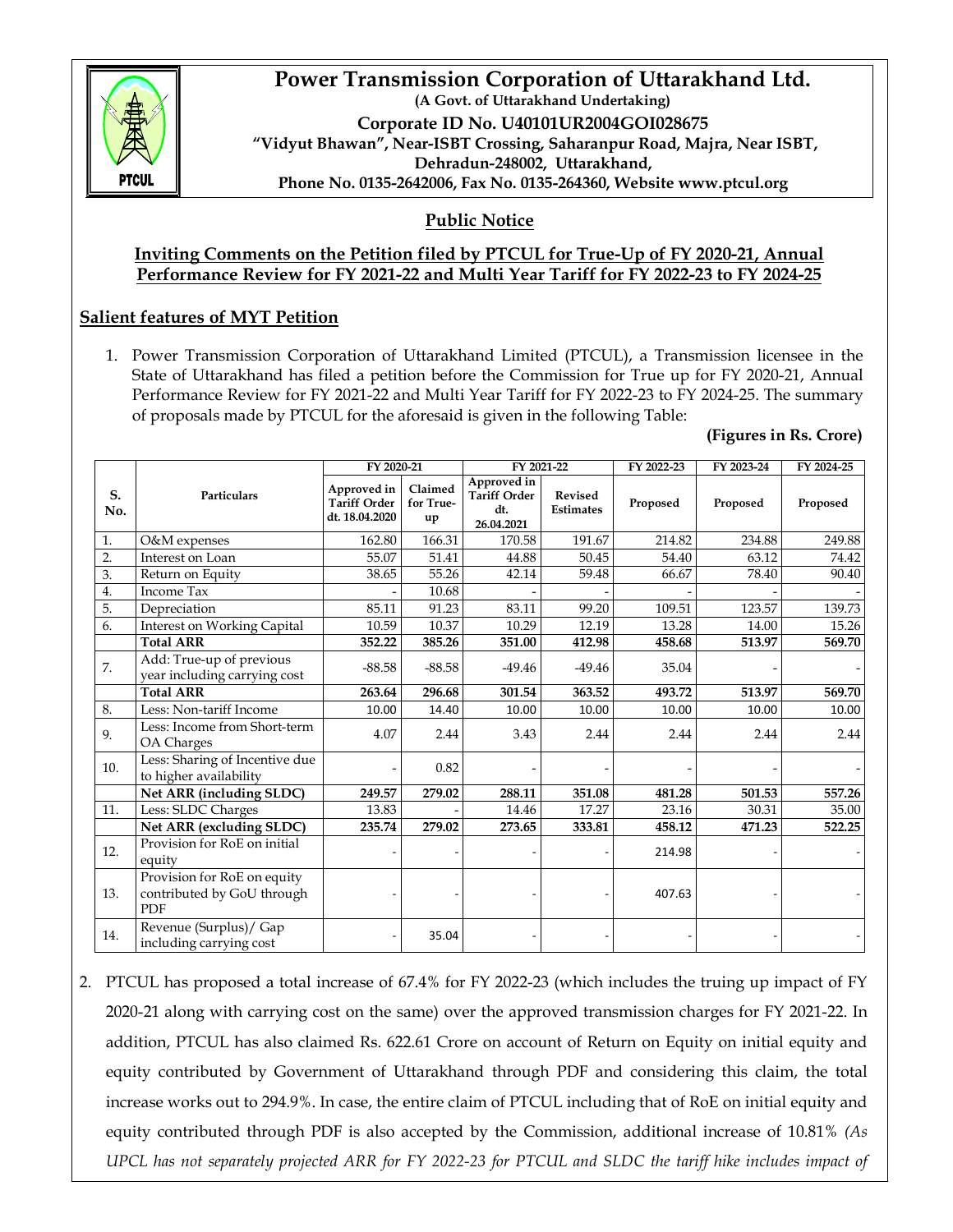# Power Transmission Corporation of Uttarakhand Ltd.

**(A Govt. of Uttarakhand Undertaking)**

**Corporate ID No. U40101UR2004GOI028675**

**"Vidyut Bhawan", Near-ISBT Crossing, Saharanpur Road, Majra, Near ISBT, Dehradun-248002, Uttarakhand,**

**Phone No. 0135-2642006, Fax No. 0135-264360, Website www.ptcul.org**

## Public Notice

### Inviting Comments on the Petition filed by PTCUL for True-Up of FY 2020-21, Annual Performance Review for FY 2021-22 and Multi Year Tariff for FY 2022-23 to FY 2024-25

### Salient features of MYT Petition

1. Power Transmission Corporation of Uttarakhand Limited (PTCUL), a Transmission licensee in the State of Uttarakhand has filed a petition before the Commission for True up for FY 2020-21, Annual Performance Review for FY 2021-22 and Multi Year Tariff for FY 2022-23 to FY 2024-25. The summary of proposals made by PTCUL for the aforesaid is given in the following Table:

**(Figures in Rs. Crore)**

| S. No. | Particulars | FY 2020-21 | | FY 2021-22 | | FY 2022-23 | FY 2023-24 | FY 2024-25 |
|---|---|---|---|---|---|---|---|---|
| | | Approved in Tariff Order dt. 18.04.2020 | Claimed for True-up | Approved in Tariff Order dt. 26.04.2021 | Revised Estimates | Proposed | Proposed | Proposed |
| 1. | O&M expenses | 162.80 | 166.31 | 170.58 | 191.67 | 214.82 | 234.88 | 249.88 |
| 2. | Interest on Loan | 55.07 | 51.41 | 44.88 | 50.45 | 54.40 | 63.12 | 74.42 |
| 3. | Return on Equity | 38.65 | 55.26 | 42.14 | 59.48 | 66.67 | 78.40 | 90.40 |
| 4. | Income Tax | - | 10.68 | - | - | - | - | - |
| 5. | Depreciation | 85.11 | 91.23 | 83.11 | 99.20 | 109.51 | 123.57 | 139.73 |
| 6. | Interest on Working Capital | 10.59 | 10.37 | 10.29 | 12.19 | 13.28 | 14.00 | 15.26 |
| | **Total ARR** | **352.22** | **385.26** | **351.00** | **412.98** | **458.68** | **513.97** | **569.70** |
| 7. | Add: True-up of previous year including carrying cost | -88.58 | -88.58 | -49.46 | -49.46 | 35.04 | - | - |
| | **Total ARR** | **263.64** | **296.68** | **301.54** | **363.52** | **493.72** | **513.97** | **569.70** |
| 8. | Less: Non-tariff Income | 10.00 | 14.40 | 10.00 | 10.00 | 10.00 | 10.00 | 10.00 |
| 9. | Less: Income from Short-term OA Charges | 4.07 | 2.44 | 3.43 | 2.44 | 2.44 | 2.44 | 2.44 |
| 10. | Less: Sharing of Incentive due to higher availability | - | 0.82 | - | - | - | - | - |
| | **Net ARR (including SLDC)** | **249.57** | **279.02** | **288.11** | **351.08** | **481.28** | **501.53** | **557.26** |
| 11. | Less: SLDC Charges | 13.83 | - | 14.46 | 17.27 | 23.16 | 30.31 | 35.00 |
| | **Net ARR (excluding SLDC)** | **235.74** | **279.02** | **273.65** | **333.81** | **458.12** | **471.23** | **522.25** |
| 12. | Provision for RoE on initial equity | - | - | - | - | 214.98 | - | - |
| 13. | Provision for RoE on equity contributed by GoU through PDF | - | - | - | - | 407.63 | - | - |
| 14. | Revenue (Surplus)/ Gap including carrying cost | - | 35.04 | - | - | - | - | - |

2. PTCUL has proposed a total increase of 67.4% for FY 2022-23 (which includes the truing up impact of FY 2020-21 along with carrying cost on the same) over the approved transmission charges for FY 2021-22. In addition, PTCUL has also claimed Rs. 622.61 Crore on account of Return on Equity on initial equity and equity contributed by Government of Uttarakhand through PDF and considering this claim, the total increase works out to 294.9%. In case, the entire claim of PTCUL including that of RoE on initial equity and equity contributed through PDF is also accepted by the Commission, additional increase of 10.81% *(As UPCL has not separately projected ARR for FY 2022-23 for PTCUL and SLDC the tariff hike includes impact of*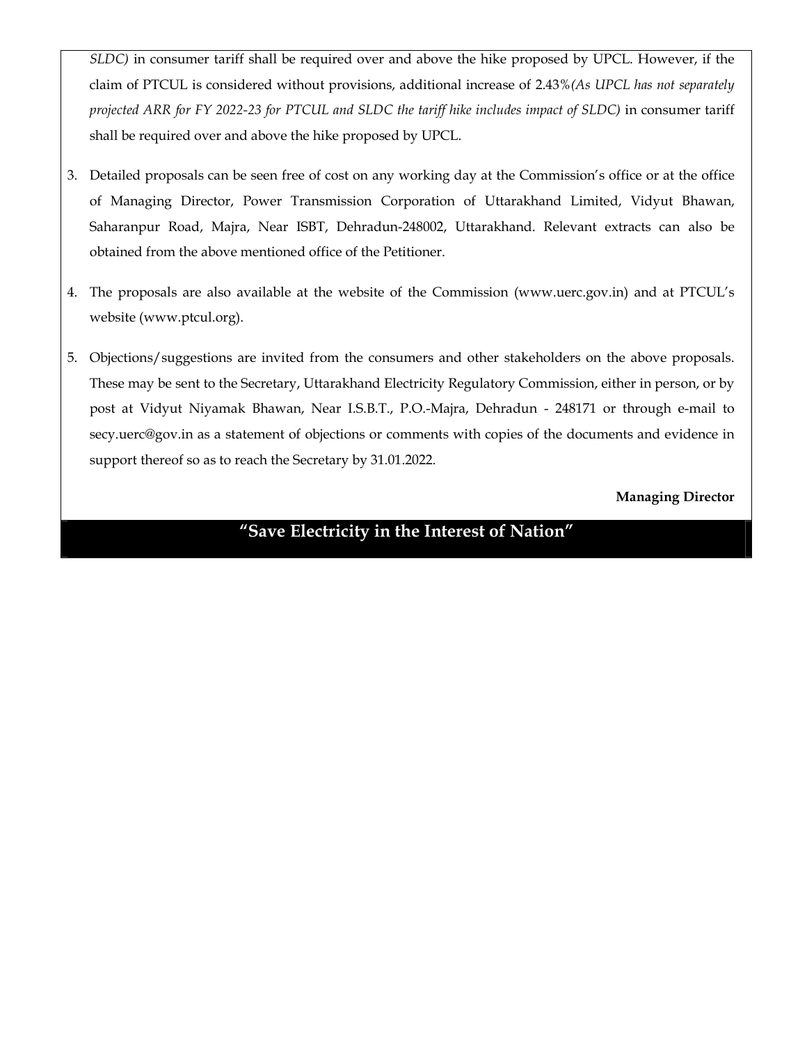*SLDC)* in consumer tariff shall be required over and above the hike proposed by UPCL. However, if the claim of PTCUL is considered without provisions, additional increase of 2.43%*(As UPCL has not separately projected ARR for FY 2022-23 for PTCUL and SLDC the tariff hike includes impact of SLDC)* in consumer tariff shall be required over and above the hike proposed by UPCL.

3. Detailed proposals can be seen free of cost on any working day at the Commission's office or at the office of Managing Director, Power Transmission Corporation of Uttarakhand Limited, Vidyut Bhawan, Saharanpur Road, Majra, Near ISBT, Dehradun-248002, Uttarakhand. Relevant extracts can also be obtained from the above mentioned office of the Petitioner.

4. The proposals are also available at the website of the Commission (www.uerc.gov.in) and at PTCUL's website (www.ptcul.org).

5. Objections/suggestions are invited from the consumers and other stakeholders on the above proposals. These may be sent to the Secretary, Uttarakhand Electricity Regulatory Commission, either in person, or by post at Vidyut Niyamak Bhawan, Near I.S.B.T., P.O.-Majra, Dehradun - 248171 or through e-mail to secy.uerc@gov.in as a statement of objections or comments with copies of the documents and evidence in support thereof so as to reach the Secretary by 31.01.2022.

**Managing Director**

**"Save Electricity in the Interest of Nation"**